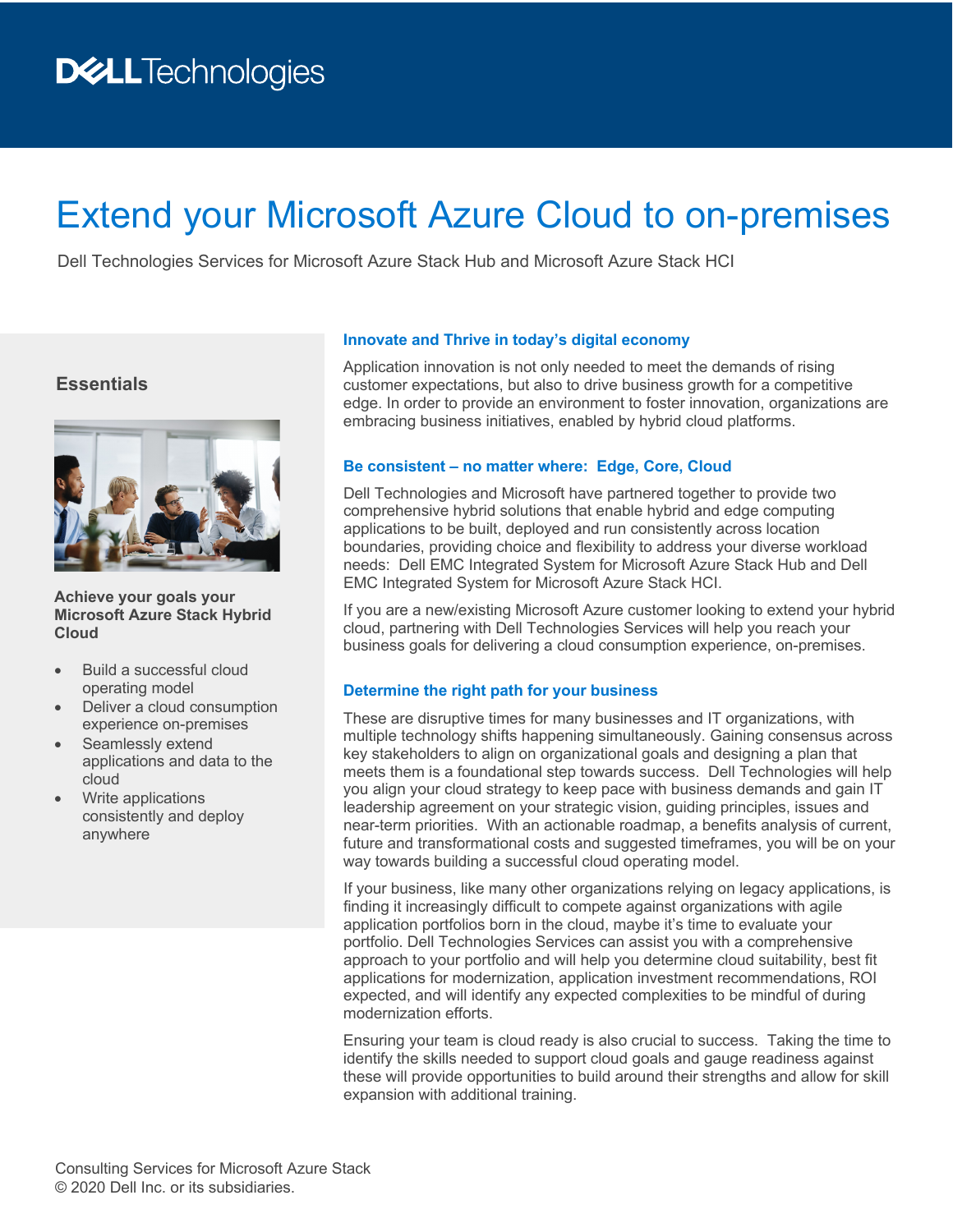# Extend your Microsoft Azure Cloud to on-premises

Dell Technologies Services for Microsoft Azure Stack Hub and Microsoft Azure Stack HCI

## Essentials

**Achieve your goals your Microsoft Azure Stack Hybrid Cloud**

- Build a successful cloud operating model
- Deliver a cloud consumption experience on-premises
- Seamlessly extend applications and data to the cloud
- Write applications consistently and deploy anywhere

### Innovate and Thrive in today's digital economy

Application innovation is not only needed to meet the demands of rising customer expectations, but also to drive business growth for a competitive edge. In order to provide an environment to foster innovation, organizations are embracing business initiatives, enabled by hybrid cloud platforms.

### Be consistent – no matter where: Edge, Core, Cloud

Dell Technologies and Microsoft have partnered together to provide two comprehensive hybrid solutions that enable hybrid and edge computing applications to be built, deployed and run consistently across location boundaries, providing choice and flexibility to address your diverse workload needs: Dell EMC Integrated System for Microsoft Azure Stack Hub and Dell EMC Integrated System for Microsoft Azure Stack HCI.

If you are a new/existing Microsoft Azure customer looking to extend your hybrid cloud, partnering with Dell Technologies Services will help you reach your business goals for delivering a cloud consumption experience, on-premises.

### Determine the right path for your business

These are disruptive times for many businesses and IT organizations, with multiple technology shifts happening simultaneously. Gaining consensus across key stakeholders to align on organizational goals and designing a plan that meets them is a foundational step towards success. Dell Technologies will help you align your cloud strategy to keep pace with business demands and gain IT leadership agreement on your strategic vision, guiding principles, issues and near-term priorities. With an actionable roadmap, a benefits analysis of current, future and transformational costs and suggested timeframes, you will be on your way towards building a successful cloud operating model.

If your business, like many other organizations relying on legacy applications, is finding it increasingly difficult to compete against organizations with agile application portfolios born in the cloud, maybe it's time to evaluate your portfolio. Dell Technologies Services can assist you with a comprehensive approach to your portfolio and will help you determine cloud suitability, best fit applications for modernization, application investment recommendations, ROI expected, and will identify any expected complexities to be mindful of during modernization efforts.

Ensuring your team is cloud ready is also crucial to success. Taking the time to identify the skills needed to support cloud goals and gauge readiness against these will provide opportunities to build around their strengths and allow for skill expansion with additional training.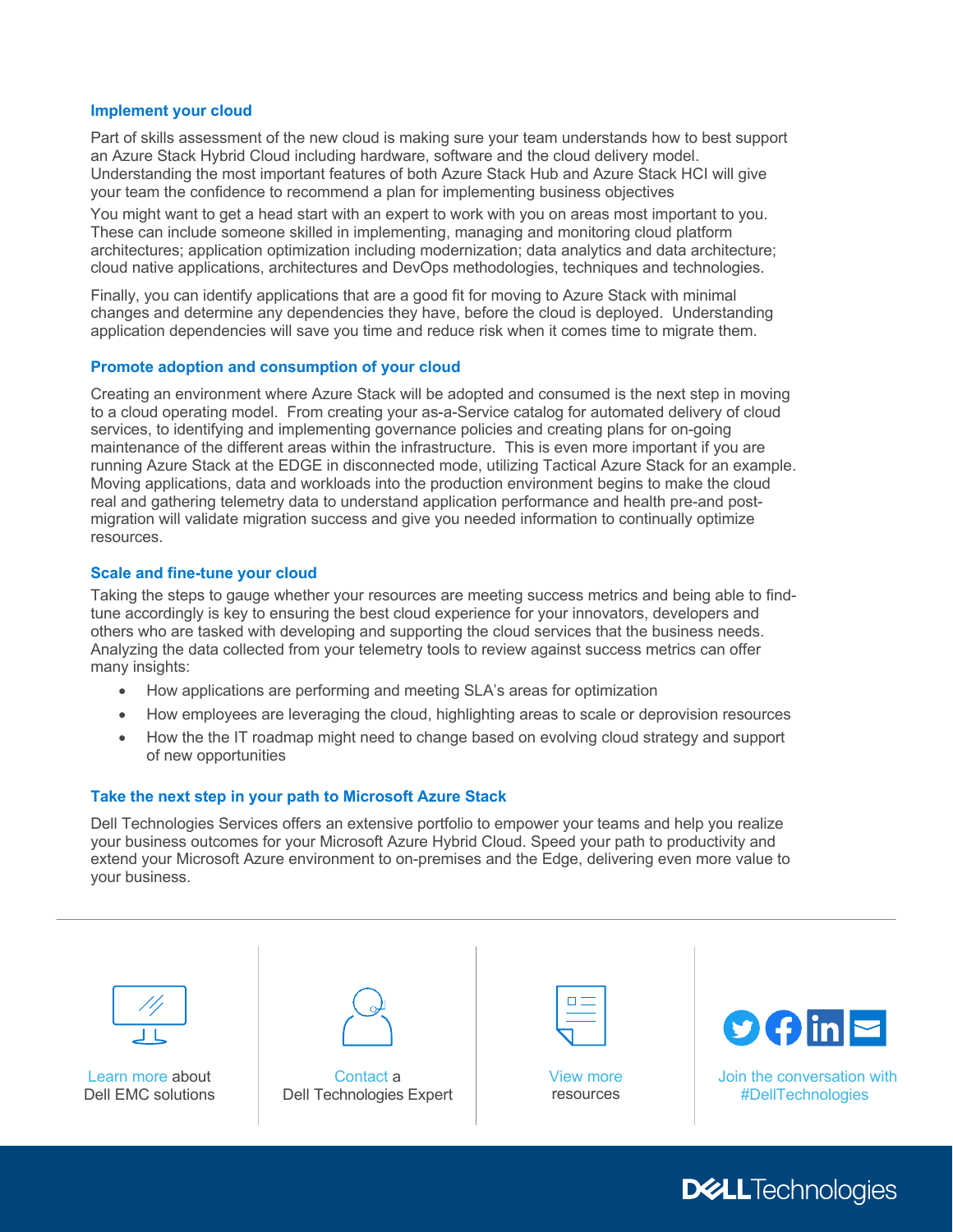### Implement your cloud

Part of skills assessment of the new cloud is making sure your team understands how to best support an Azure Stack Hybrid Cloud including hardware, software and the cloud delivery model. Understanding the most important features of both Azure Stack Hub and Azure Stack HCI will give your team the confidence to recommend a plan for implementing business objectives

You might want to get a head start with an expert to work with you on areas most important to you. These can include someone skilled in implementing, managing and monitoring cloud platform architectures; application optimization including modernization; data analytics and data architecture; cloud native applications, architectures and DevOps methodologies, techniques and technologies.

Finally, you can identify applications that are a good fit for moving to Azure Stack with minimal changes and determine any dependencies they have, before the cloud is deployed. Understanding application dependencies will save you time and reduce risk when it comes time to migrate them.

### Promote adoption and consumption of your cloud

Creating an environment where Azure Stack will be adopted and consumed is the next step in moving to a cloud operating model. From creating your as-a-Service catalog for automated delivery of cloud services, to identifying and implementing governance policies and creating plans for on-going maintenance of the different areas within the infrastructure. This is even more important if you are running Azure Stack at the EDGE in disconnected mode, utilizing Tactical Azure Stack for an example. Moving applications, data and workloads into the production environment begins to make the cloud real and gathering telemetry data to understand application performance and health pre-and post-migration will validate migration success and give you needed information to continually optimize resources.

### Scale and fine-tune your cloud

Taking the steps to gauge whether your resources are meeting success metrics and being able to find-tune accordingly is key to ensuring the best cloud experience for your innovators, developers and others who are tasked with developing and supporting the cloud services that the business needs. Analyzing the data collected from your telemetry tools to review against success metrics can offer many insights:

- How applications are performing and meeting SLA's areas for optimization
- How employees are leveraging the cloud, highlighting areas to scale or deprovision resources
- How the the IT roadmap might need to change based on evolving cloud strategy and support of new opportunities

### Take the next step in your path to Microsoft Azure Stack

Dell Technologies Services offers an extensive portfolio to empower your teams and help you realize your business outcomes for your Microsoft Azure Hybrid Cloud. Speed your path to productivity and extend your Microsoft Azure environment to on-premises and the Edge, delivering even more value to your business.

---

Learn more about Dell EMC solutions

Contact a Dell Technologies Expert

View more resources

Join the conversation with #DellTechnologies